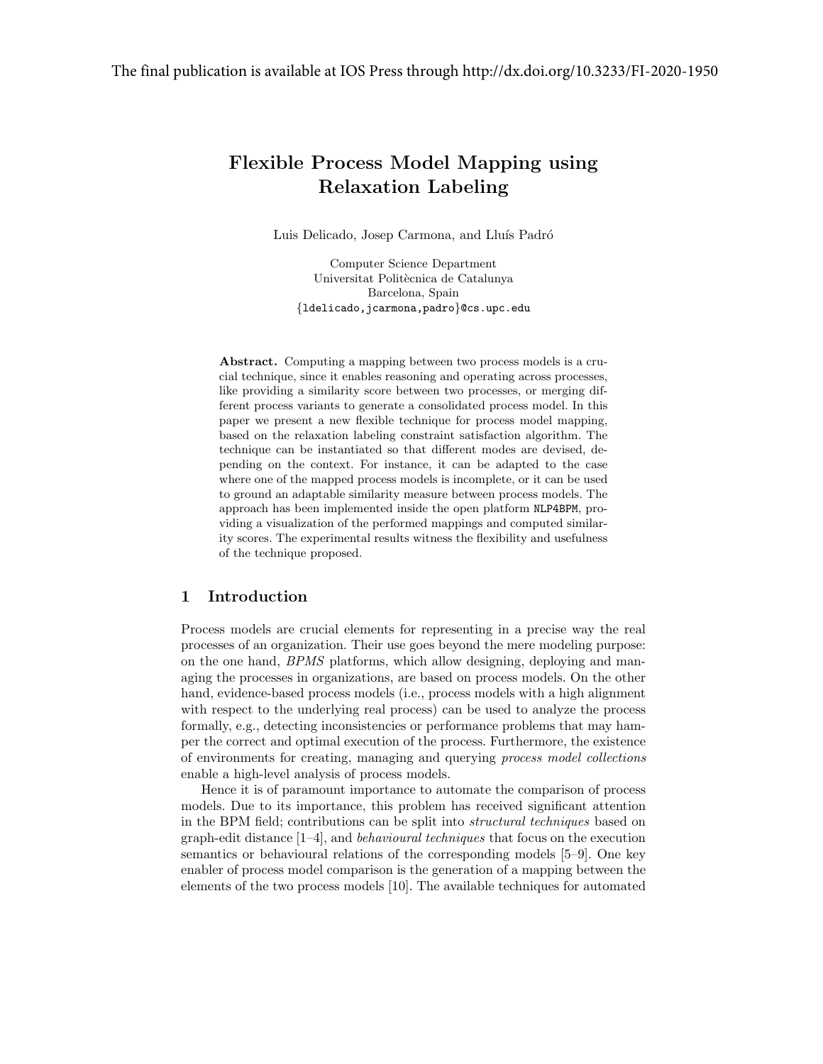The final publication is available at IOS Press through http://dx.doi.org/10.3233/FI-2020-1950

# Flexible Process Model Mapping using Relaxation Labeling

Luis Delicado, Josep Carmona, and Lluís Padró

Computer Science Department
Universitat Politècnica de Catalunya
Barcelona, Spain
{ldelicado,jcarmona,padro}@cs.upc.edu

**Abstract.** Computing a mapping between two process models is a crucial technique, since it enables reasoning and operating across processes, like providing a similarity score between two processes, or merging different process variants to generate a consolidated process model. In this paper we present a new flexible technique for process model mapping, based on the relaxation labeling constraint satisfaction algorithm. The technique can be instantiated so that different modes are devised, depending on the context. For instance, it can be adapted to the case where one of the mapped process models is incomplete, or it can be used to ground an adaptable similarity measure between process models. The approach has been implemented inside the open platform `NLP4BPM`, providing a visualization of the performed mappings and computed similarity scores. The experimental results witness the flexibility and usefulness of the technique proposed.

## 1 Introduction

Process models are crucial elements for representing in a precise way the real processes of an organization. Their use goes beyond the mere modeling purpose: on the one hand, *BPMS* platforms, which allow designing, deploying and managing the processes in organizations, are based on process models. On the other hand, evidence-based process models (i.e., process models with a high alignment with respect to the underlying real process) can be used to analyze the process formally, e.g., detecting inconsistencies or performance problems that may hamper the correct and optimal execution of the process. Furthermore, the existence of environments for creating, managing and querying *process model collections* enable a high-level analysis of process models.

Hence it is of paramount importance to automate the comparison of process models. Due to its importance, this problem has received significant attention in the BPM field; contributions can be split into *structural techniques* based on graph-edit distance [1–4], and *behavioural techniques* that focus on the execution semantics or behavioural relations of the corresponding models [5–9]. One key enabler of process model comparison is the generation of a mapping between the elements of the two process models [10]. The available techniques for automated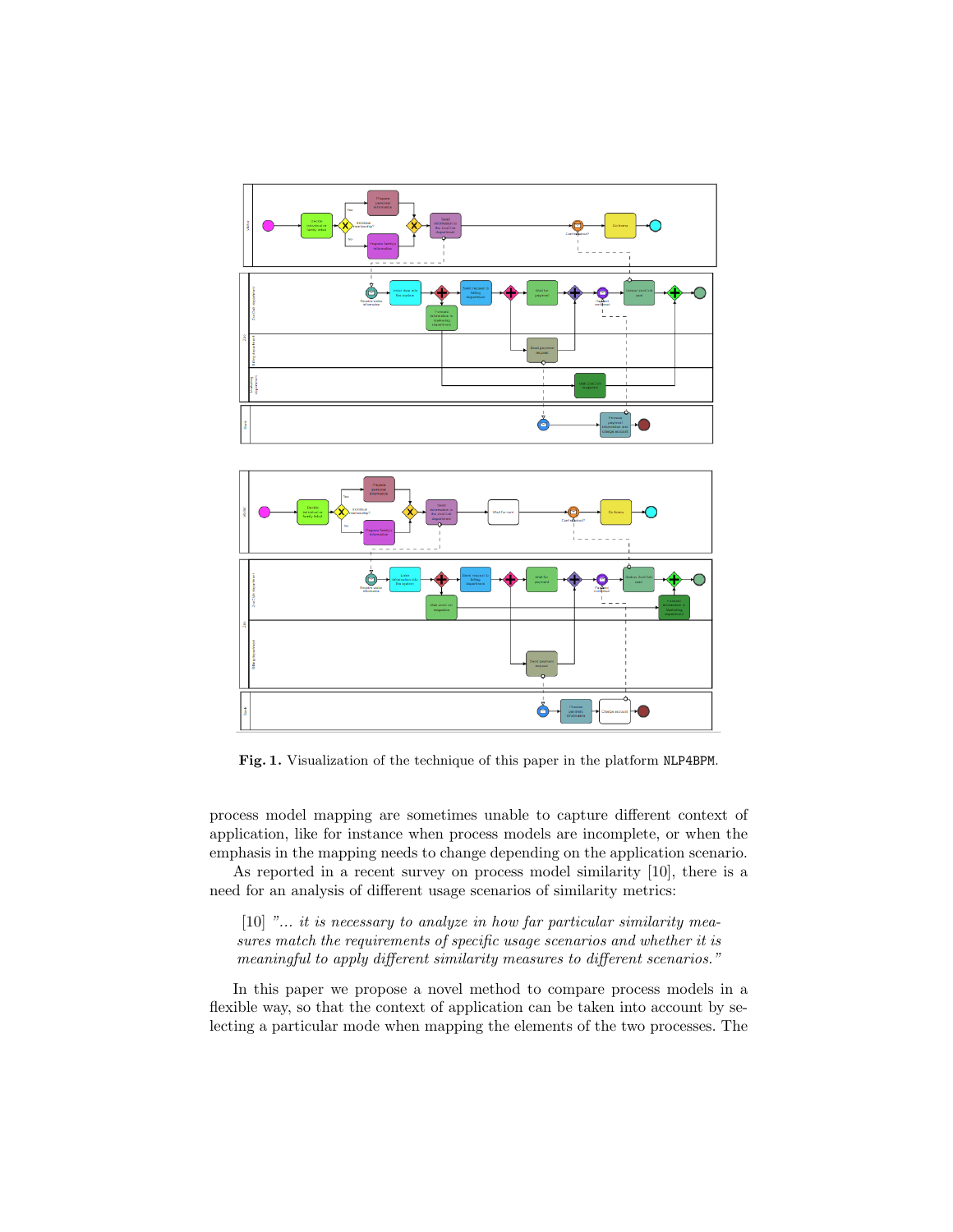**Fig. 1.** Visualization of the technique of this paper in the platform NLP4BPM.

process model mapping are sometimes unable to capture different context of application, like for instance when process models are incomplete, or when the emphasis in the mapping needs to change depending on the application scenario.

As reported in a recent survey on process model similarity [10], there is a need for an analysis of different usage scenarios of similarity metrics:

> [10] *"... it is necessary to analyze in how far particular similarity measures match the requirements of specific usage scenarios and whether it is meaningful to apply different similarity measures to different scenarios."*

In this paper we propose a novel method to compare process models in a flexible way, so that the context of application can be taken into account by selecting a particular mode when mapping the elements of the two processes. The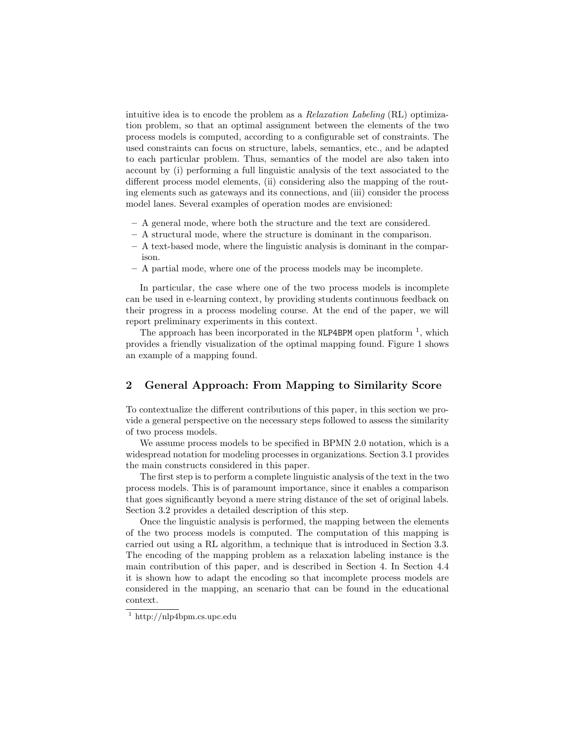intuitive idea is to encode the problem as a *Relaxation Labeling* (RL) optimization problem, so that an optimal assignment between the elements of the two process models is computed, according to a configurable set of constraints. The used constraints can focus on structure, labels, semantics, etc., and be adapted to each particular problem. Thus, semantics of the model are also taken into account by (i) performing a full linguistic analysis of the text associated to the different process model elements, (ii) considering also the mapping of the routing elements such as gateways and its connections, and (iii) consider the process model lanes. Several examples of operation modes are envisioned:

- A general mode, where both the structure and the text are considered.
- A structural mode, where the structure is dominant in the comparison.
- A text-based mode, where the linguistic analysis is dominant in the comparison.
- A partial mode, where one of the process models may be incomplete.

In particular, the case where one of the two process models is incomplete can be used in e-learning context, by providing students continuous feedback on their progress in a process modeling course. At the end of the paper, we will report preliminary experiments in this context.

The approach has been incorporated in the `NLP4BPM` open platform [1], which provides a friendly visualization of the optimal mapping found. Figure 1 shows an example of a mapping found.

## 2 General Approach: From Mapping to Similarity Score

To contextualize the different contributions of this paper, in this section we provide a general perspective on the necessary steps followed to assess the similarity of two process models.

We assume process models to be specified in BPMN 2.0 notation, which is a widespread notation for modeling processes in organizations. Section 3.1 provides the main constructs considered in this paper.

The first step is to perform a complete linguistic analysis of the text in the two process models. This is of paramount importance, since it enables a comparison that goes significantly beyond a mere string distance of the set of original labels. Section 3.2 provides a detailed description of this step.

Once the linguistic analysis is performed, the mapping between the elements of the two process models is computed. The computation of this mapping is carried out using a RL algorithm, a technique that is introduced in Section 3.3. The encoding of the mapping problem as a relaxation labeling instance is the main contribution of this paper, and is described in Section 4. In Section 4.4 it is shown how to adapt the encoding so that incomplete process models are considered in the mapping, an scenario that can be found in the educational context.

[1] http://nlp4bpm.cs.upc.edu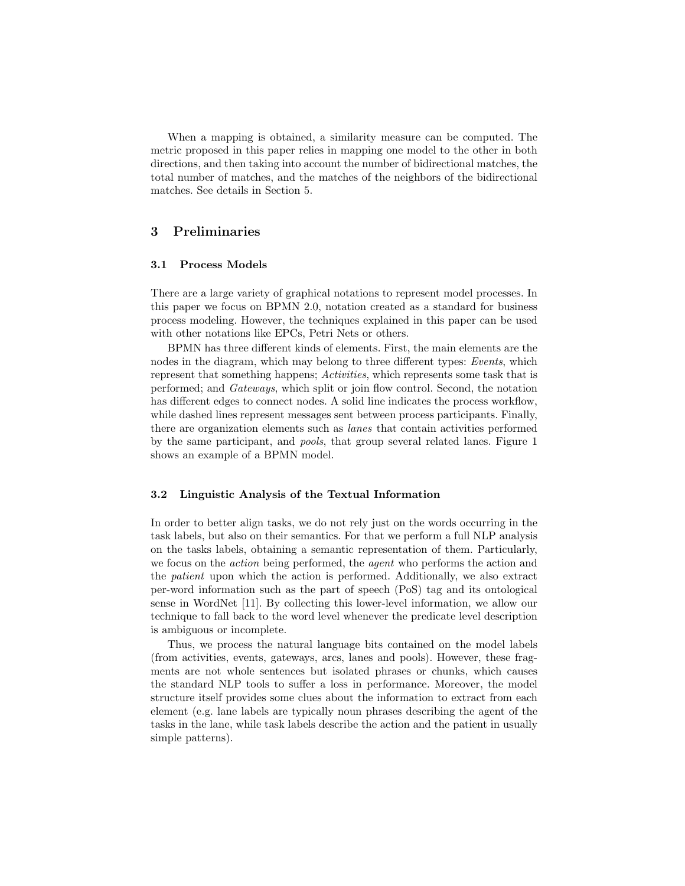When a mapping is obtained, a similarity measure can be computed. The metric proposed in this paper relies in mapping one model to the other in both directions, and then taking into account the number of bidirectional matches, the total number of matches, and the matches of the neighbors of the bidirectional matches. See details in Section 5.

## 3 Preliminaries

### 3.1 Process Models

There are a large variety of graphical notations to represent model processes. In this paper we focus on BPMN 2.0, notation created as a standard for business process modeling. However, the techniques explained in this paper can be used with other notations like EPCs, Petri Nets or others.

BPMN has three different kinds of elements. First, the main elements are the nodes in the diagram, which may belong to three different types: *Events*, which represent that something happens; *Activities*, which represents some task that is performed; and *Gateways*, which split or join flow control. Second, the notation has different edges to connect nodes. A solid line indicates the process workflow, while dashed lines represent messages sent between process participants. Finally, there are organization elements such as *lanes* that contain activities performed by the same participant, and *pools*, that group several related lanes. Figure 1 shows an example of a BPMN model.

### 3.2 Linguistic Analysis of the Textual Information

In order to better align tasks, we do not rely just on the words occurring in the task labels, but also on their semantics. For that we perform a full NLP analysis on the tasks labels, obtaining a semantic representation of them. Particularly, we focus on the *action* being performed, the *agent* who performs the action and the *patient* upon which the action is performed. Additionally, we also extract per-word information such as the part of speech (PoS) tag and its ontological sense in WordNet [11]. By collecting this lower-level information, we allow our technique to fall back to the word level whenever the predicate level description is ambiguous or incomplete.

Thus, we process the natural language bits contained on the model labels (from activities, events, gateways, arcs, lanes and pools). However, these fragments are not whole sentences but isolated phrases or chunks, which causes the standard NLP tools to suffer a loss in performance. Moreover, the model structure itself provides some clues about the information to extract from each element (e.g. lane labels are typically noun phrases describing the agent of the tasks in the lane, while task labels describe the action and the patient in usually simple patterns).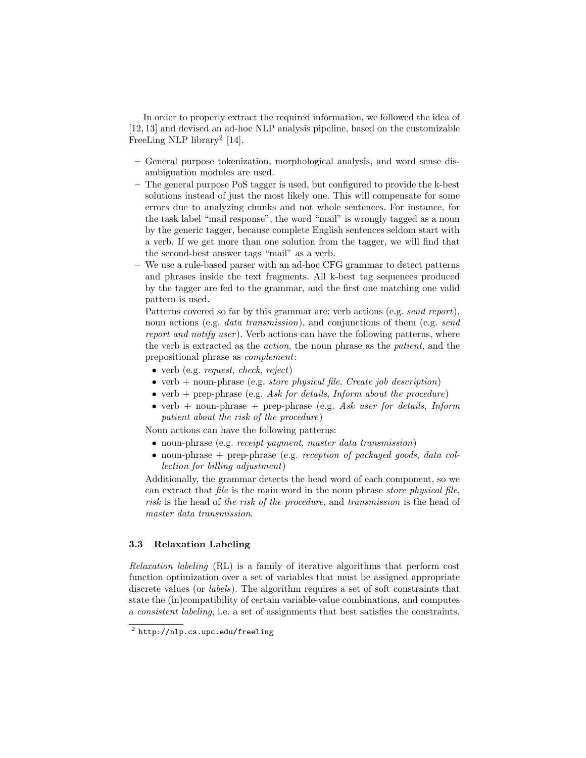In order to properly extract the required information, we followed the idea of [12, 13] and devised an ad-hoc NLP analysis pipeline, based on the customizable FreeLing NLP library[2] [14].

- General purpose tokenization, morphological analysis, and word sense disambiguation modules are used.
- The general purpose PoS tagger is used, but configured to provide the k-best solutions instead of just the most likely one. This will compensate for some errors due to analyzing chunks and not whole sentences. For instance, for the task label "mail response", the word "mail" is wrongly tagged as a noun by the generic tagger, because complete English sentences seldom start with a verb. If we get more than one solution from the tagger, we will find that the second-best answer tags "mail" as a verb.
- We use a rule-based parser with an ad-hoc CFG grammar to detect patterns and phrases inside the text fragments. All k-best tag sequences produced by the tagger are fed to the grammar, and the first one matching one valid pattern is used.

  Patterns covered so far by this grammar are: verb actions (e.g. *send report*), noun actions (e.g. *data transmission*), and conjunctions of them (e.g. *send report and notify user*). Verb actions can have the following patterns, where the verb is extracted as the *action*, the noun phrase as the *patient*, and the prepositional phrase as *complement*:
  - verb (e.g. *request*, *check*, *reject*)
  - verb + noun-phrase (e.g. *store physical file*, *Create job description*)
  - verb + prep-phrase (e.g. *Ask for details*, *Inform about the procedure*)
  - verb + noun-phrase + prep-phrase (e.g. *Ask user for details*, *Inform patient about the risk of the procedure*)

  Noun actions can have the following patterns:
  - noun-phrase (e.g. *receipt payment*, *master data transmission*)
  - noun-phrase + prep-phrase (e.g. *reception of packaged goods*, *data collection for billing adjustment*)

  Additionally, the grammar detects the head word of each component, so we can extract that *file* is the main word in the noun phrase *store physical file*, *risk* is the head of *the risk of the procedure*, and *transmission* is the head of *master data transmission*.

### 3.3 Relaxation Labeling

*Relaxation labeling* (RL) is a family of iterative algorithms that perform cost function optimization over a set of variables that must be assigned appropriate discrete values (or *labels*). The algorithm requires a set of soft constraints that state the (in)compatibility of certain variable-value combinations, and computes a *consistent labeling*, i.e. a set of assignments that best satisfies the constraints.

[2] http://nlp.cs.upc.edu/freeling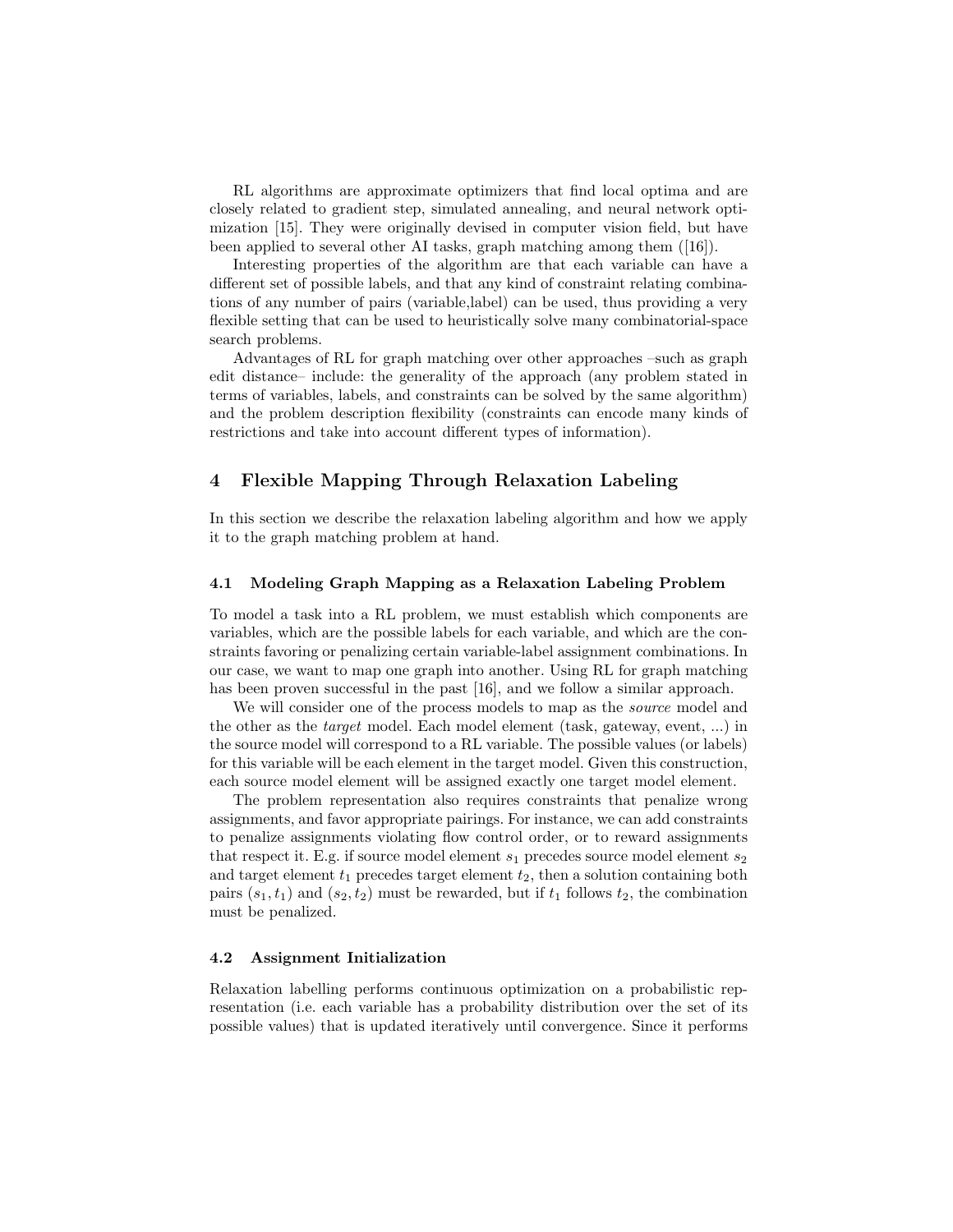RL algorithms are approximate optimizers that find local optima and are closely related to gradient step, simulated annealing, and neural network optimization [15]. They were originally devised in computer vision field, but have been applied to several other AI tasks, graph matching among them ([16]).

Interesting properties of the algorithm are that each variable can have a different set of possible labels, and that any kind of constraint relating combinations of any number of pairs (variable,label) can be used, thus providing a very flexible setting that can be used to heuristically solve many combinatorial-space search problems.

Advantages of RL for graph matching over other approaches –such as graph edit distance– include: the generality of the approach (any problem stated in terms of variables, labels, and constraints can be solved by the same algorithm) and the problem description flexibility (constraints can encode many kinds of restrictions and take into account different types of information).

## 4 Flexible Mapping Through Relaxation Labeling

In this section we describe the relaxation labeling algorithm and how we apply it to the graph matching problem at hand.

### 4.1 Modeling Graph Mapping as a Relaxation Labeling Problem

To model a task into a RL problem, we must establish which components are variables, which are the possible labels for each variable, and which are the constraints favoring or penalizing certain variable-label assignment combinations. In our case, we want to map one graph into another. Using RL for graph matching has been proven successful in the past [16], and we follow a similar approach.

We will consider one of the process models to map as the *source* model and the other as the *target* model. Each model element (task, gateway, event, ...) in the source model will correspond to a RL variable. The possible values (or labels) for this variable will be each element in the target model. Given this construction, each source model element will be assigned exactly one target model element.

The problem representation also requires constraints that penalize wrong assignments, and favor appropriate pairings. For instance, we can add constraints to penalize assignments violating flow control order, or to reward assignments that respect it. E.g. if source model element $s_1$ precedes source model element $s_2$ and target element $t_1$ precedes target element $t_2$, then a solution containing both pairs $(s_1, t_1)$ and $(s_2, t_2)$ must be rewarded, but if $t_1$ follows $t_2$, the combination must be penalized.

### 4.2 Assignment Initialization

Relaxation labelling performs continuous optimization on a probabilistic representation (i.e. each variable has a probability distribution over the set of its possible values) that is updated iteratively until convergence. Since it performs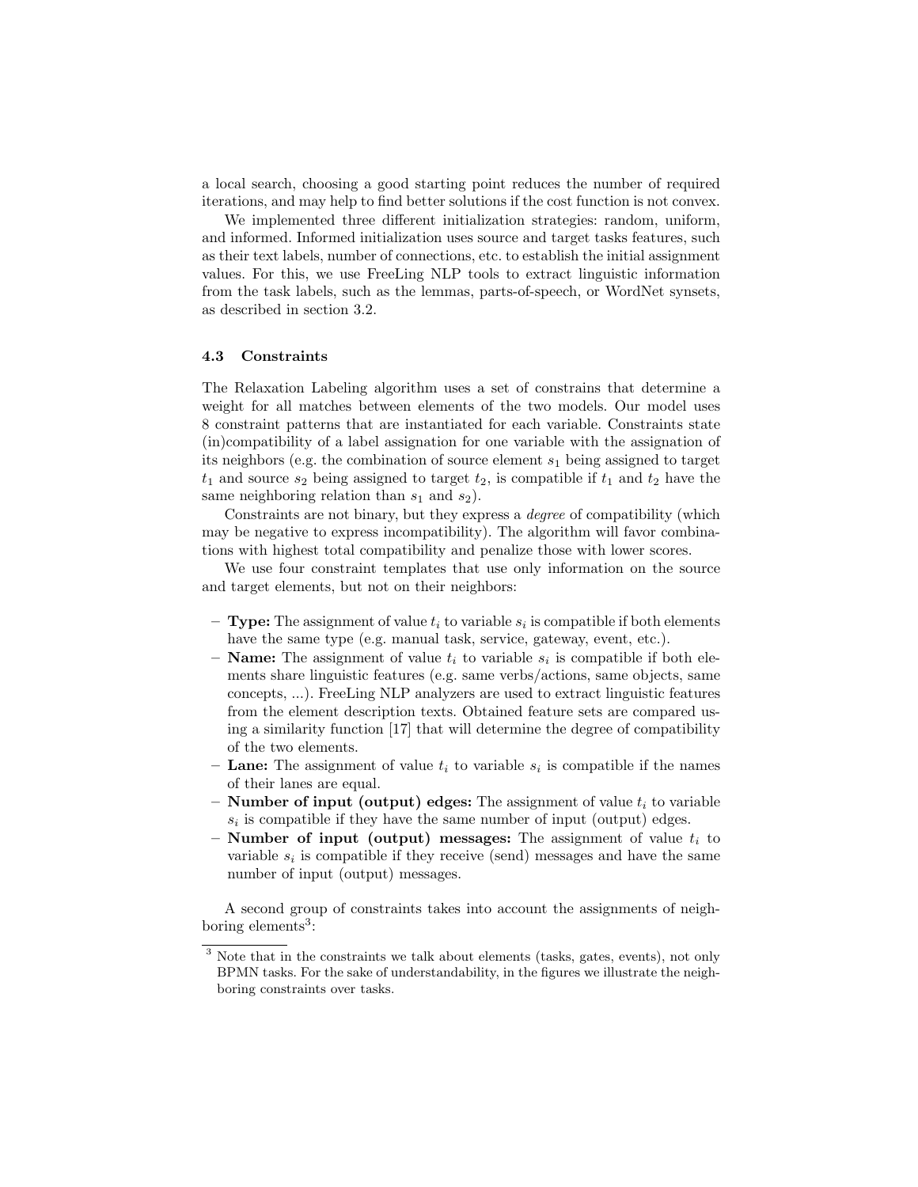a local search, choosing a good starting point reduces the number of required iterations, and may help to find better solutions if the cost function is not convex.

We implemented three different initialization strategies: random, uniform, and informed. Informed initialization uses source and target tasks features, such as their text labels, number of connections, etc. to establish the initial assignment values. For this, we use FreeLing NLP tools to extract linguistic information from the task labels, such as the lemmas, parts-of-speech, or WordNet synsets, as described in section 3.2.

### 4.3 Constraints

The Relaxation Labeling algorithm uses a set of constrains that determine a weight for all matches between elements of the two models. Our model uses 8 constraint patterns that are instantiated for each variable. Constraints state (in)compatibility of a label assignation for one variable with the assignation of its neighbors (e.g. the combination of source element $s_1$ being assigned to target $t_1$ and source $s_2$ being assigned to target $t_2$, is compatible if $t_1$ and $t_2$ have the same neighboring relation than $s_1$ and $s_2$).

Constraints are not binary, but they express a *degree* of compatibility (which may be negative to express incompatibility). The algorithm will favor combinations with highest total compatibility and penalize those with lower scores.

We use four constraint templates that use only information on the source and target elements, but not on their neighbors:

- **Type:** The assignment of value $t_i$ to variable $s_i$ is compatible if both elements have the same type (e.g. manual task, service, gateway, event, etc.).
- **Name:** The assignment of value $t_i$ to variable $s_i$ is compatible if both elements share linguistic features (e.g. same verbs/actions, same objects, same concepts, ...). FreeLing NLP analyzers are used to extract linguistic features from the element description texts. Obtained feature sets are compared using a similarity function [17] that will determine the degree of compatibility of the two elements.
- **Lane:** The assignment of value $t_i$ to variable $s_i$ is compatible if the names of their lanes are equal.
- **Number of input (output) edges:** The assignment of value $t_i$ to variable $s_i$ is compatible if they have the same number of input (output) edges.
- **Number of input (output) messages:** The assignment of value $t_i$ to variable $s_i$ is compatible if they receive (send) messages and have the same number of input (output) messages.

A second group of constraints takes into account the assignments of neighboring elements[3]:

[3] Note that in the constraints we talk about elements (tasks, gates, events), not only BPMN tasks. For the sake of understandability, in the figures we illustrate the neighboring constraints over tasks.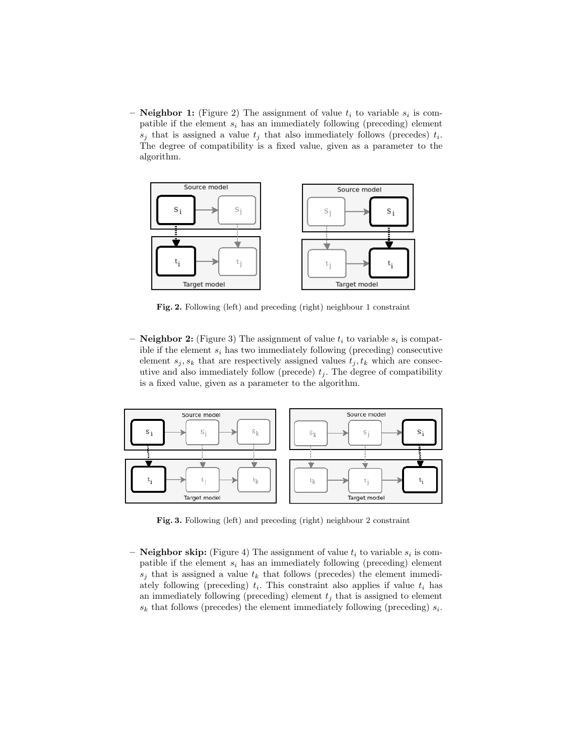- **Neighbor 1:** (Figure 2) The assignment of value $t_i$ to variable $s_i$ is compatible if the element $s_i$ has an immediately following (preceding) element $s_j$ that is assigned a value $t_j$ that also immediately follows (precedes) $t_i$. The degree of compatibility is a fixed value, given as a parameter to the algorithm.

**Fig. 2.** Following (left) and preceding (right) neighbour 1 constraint

- **Neighbor 2:** (Figure 3) The assignment of value $t_i$ to variable $s_i$ is compatible if the element $s_i$ has two immediately following (preceding) consecutive element $s_j, s_k$ that are respectively assigned values $t_j, t_k$ which are consecutive and also immediately follow (precede) $t_j$. The degree of compatibility is a fixed value, given as a parameter to the algorithm.

**Fig. 3.** Following (left) and preceding (right) neighbour 2 constraint

- **Neighbor skip:** (Figure 4) The assignment of value $t_i$ to variable $s_i$ is compatible if the element $s_i$ has an immediately following (preceding) element $s_j$ that is assigned a value $t_k$ that follows (precedes) the element immediately following (preceding) $t_i$. This constraint also applies if value $t_i$ has an immediately following (preceding) element $t_j$ that is assigned to element $s_k$ that follows (precedes) the element immediately following (preceding) $s_i$.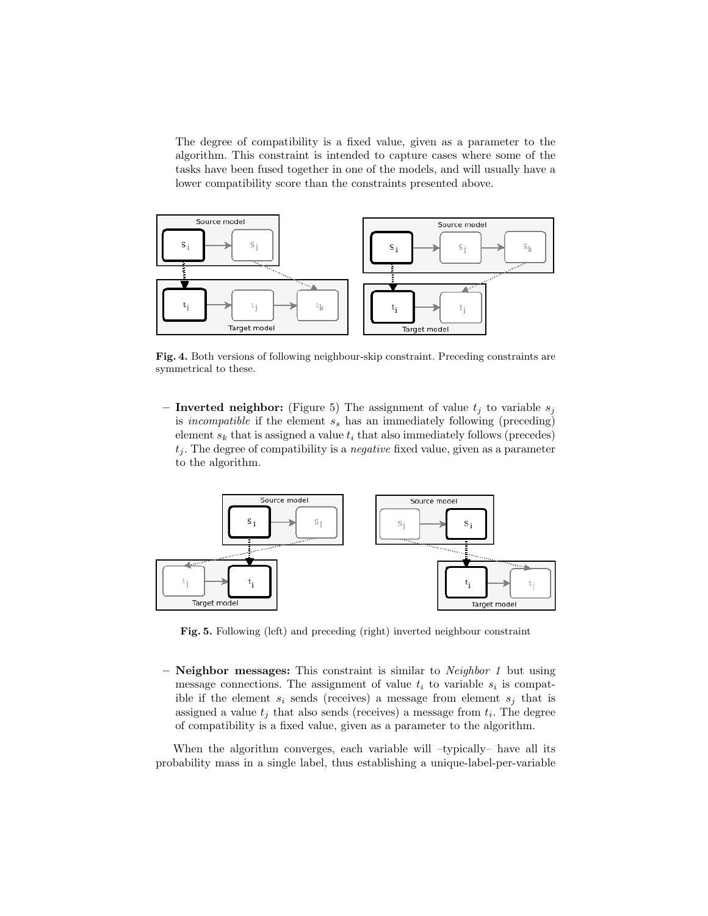The degree of compatibility is a fixed value, given as a parameter to the algorithm. This constraint is intended to capture cases where some of the tasks have been fused together in one of the models, and will usually have a lower compatibility score than the constraints presented above.

**Fig. 4.** Both versions of following neighbour-skip constraint. Preceding constraints are symmetrical to these.

- **Inverted neighbor:** (Figure 5) The assignment of value $t_j$ to variable $s_j$ is *incompatible* if the element $s_s$ has an immediately following (preceding) element $s_k$ that is assigned a value $t_i$ that also immediately follows (precedes) $t_j$. The degree of compatibility is a *negative* fixed value, given as a parameter to the algorithm.

**Fig. 5.** Following (left) and preceding (right) inverted neighbour constraint

- **Neighbor messages:** This constraint is similar to *Neighbor 1* but using message connections. The assignment of value $t_i$ to variable $s_i$ is compatible if the element $s_i$ sends (receives) a message from element $s_j$ that is assigned a value $t_j$ that also sends (receives) a message from $t_i$. The degree of compatibility is a fixed value, given as a parameter to the algorithm.

When the algorithm converges, each variable will –typically– have all its probability mass in a single label, thus establishing a unique-label-per-variable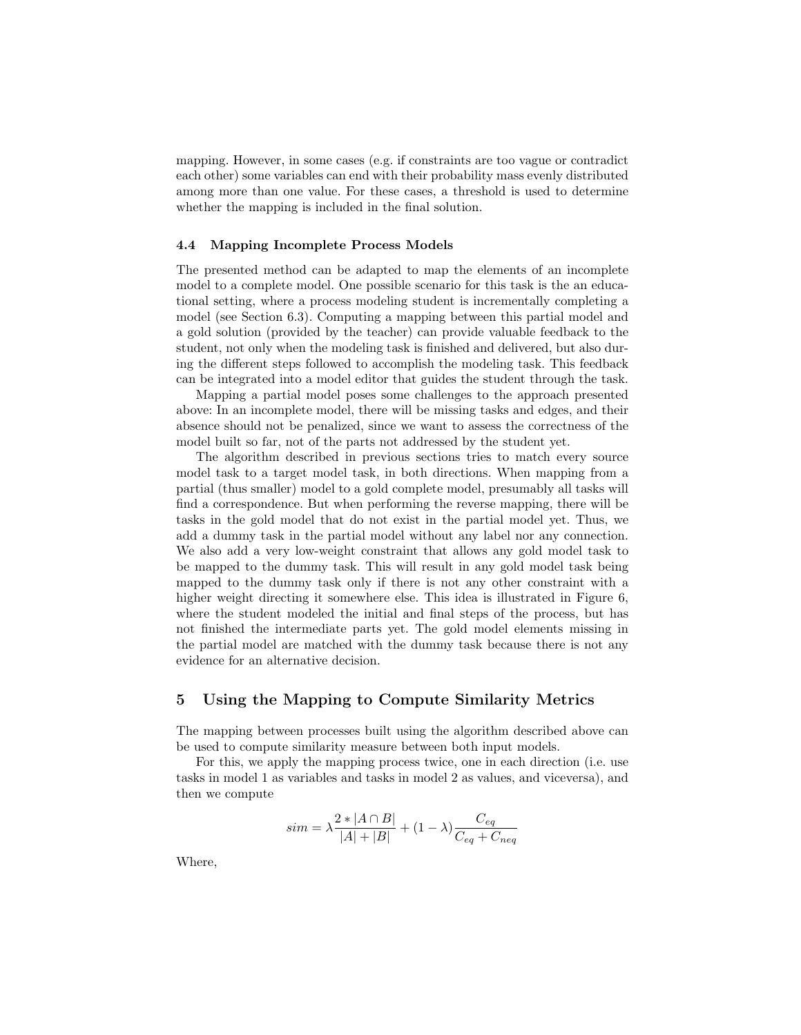mapping. However, in some cases (e.g. if constraints are too vague or contradict each other) some variables can end with their probability mass evenly distributed among more than one value. For these cases, a threshold is used to determine whether the mapping is included in the final solution.

### 4.4 Mapping Incomplete Process Models

The presented method can be adapted to map the elements of an incomplete model to a complete model. One possible scenario for this task is the an educational setting, where a process modeling student is incrementally completing a model (see Section 6.3). Computing a mapping between this partial model and a gold solution (provided by the teacher) can provide valuable feedback to the student, not only when the modeling task is finished and delivered, but also during the different steps followed to accomplish the modeling task. This feedback can be integrated into a model editor that guides the student through the task.

Mapping a partial model poses some challenges to the approach presented above: In an incomplete model, there will be missing tasks and edges, and their absence should not be penalized, since we want to assess the correctness of the model built so far, not of the parts not addressed by the student yet.

The algorithm described in previous sections tries to match every source model task to a target model task, in both directions. When mapping from a partial (thus smaller) model to a gold complete model, presumably all tasks will find a correspondence. But when performing the reverse mapping, there will be tasks in the gold model that do not exist in the partial model yet. Thus, we add a dummy task in the partial model without any label nor any connection. We also add a very low-weight constraint that allows any gold model task to be mapped to the dummy task. This will result in any gold model task being mapped to the dummy task only if there is not any other constraint with a higher weight directing it somewhere else. This idea is illustrated in Figure 6, where the student modeled the initial and final steps of the process, but has not finished the intermediate parts yet. The gold model elements missing in the partial model are matched with the dummy task because there is not any evidence for an alternative decision.

## 5 Using the Mapping to Compute Similarity Metrics

The mapping between processes built using the algorithm described above can be used to compute similarity measure between both input models.

For this, we apply the mapping process twice, one in each direction (i.e. use tasks in model 1 as variables and tasks in model 2 as values, and viceversa), and then we compute

$$sim = \lambda \frac{2 * |A \cap B|}{|A| + |B|} + (1 - \lambda) \frac{C_{eq}}{C_{eq} + C_{neq}}$$

Where,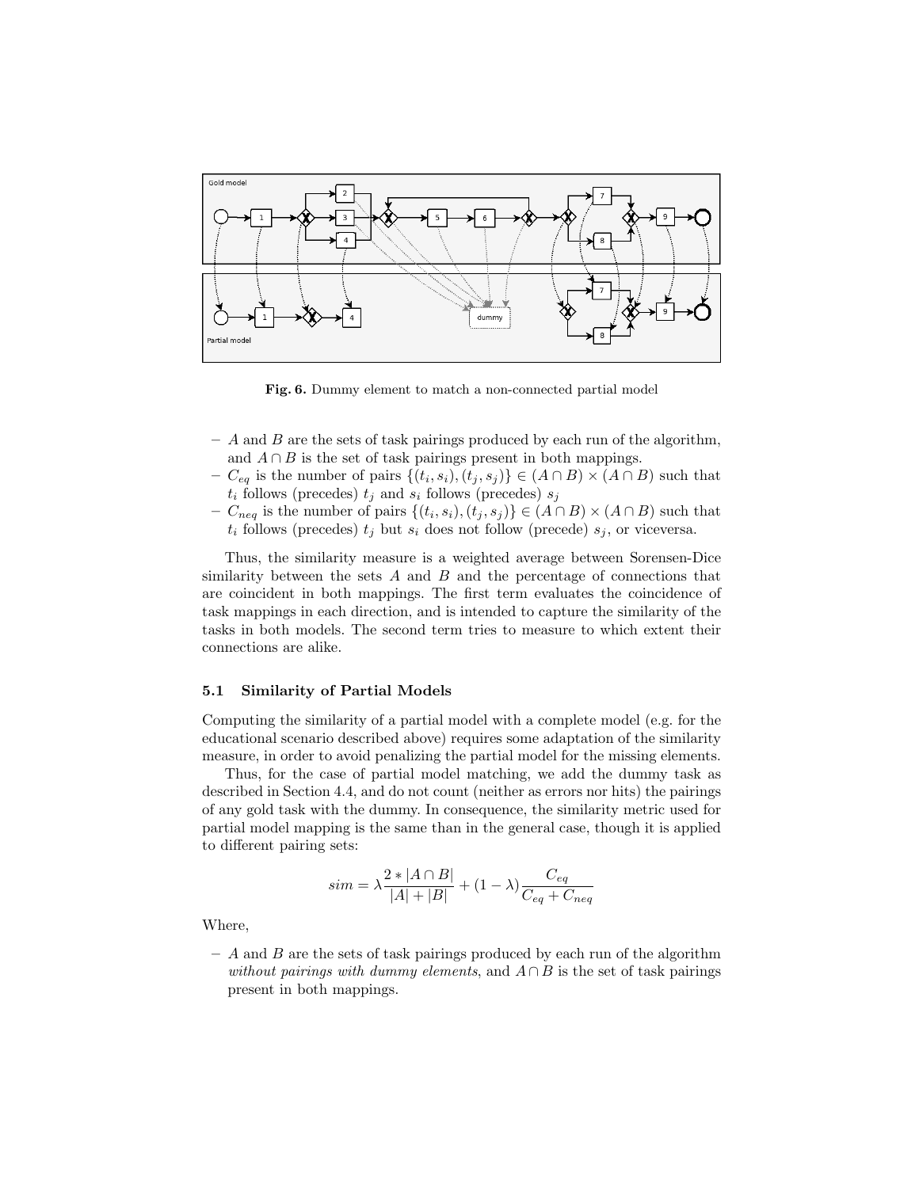**Fig. 6.** Dummy element to match a non-connected partial model

- $A$ and $B$ are the sets of task pairings produced by each run of the algorithm, and $A \cap B$ is the set of task pairings present in both mappings.
- $C_{eq}$ is the number of pairs $\{(t_i, s_i), (t_j, s_j)\} \in (A \cap B) \times (A \cap B)$ such that $t_i$ follows (precedes) $t_j$ and $s_i$ follows (precedes) $s_j$
- $C_{neq}$ is the number of pairs $\{(t_i, s_i), (t_j, s_j)\} \in (A \cap B) \times (A \cap B)$ such that $t_i$ follows (precedes) $t_j$ but $s_i$ does not follow (precede) $s_j$, or viceversa.

Thus, the similarity measure is a weighted average between Sorensen-Dice similarity between the sets $A$ and $B$ and the percentage of connections that are coincident in both mappings. The first term evaluates the coincidence of task mappings in each direction, and is intended to capture the similarity of the tasks in both models. The second term tries to measure to which extent their connections are alike.

### 5.1 Similarity of Partial Models

Computing the similarity of a partial model with a complete model (e.g. for the educational scenario described above) requires some adaptation of the similarity measure, in order to avoid penalizing the partial model for the missing elements.

Thus, for the case of partial model matching, we add the dummy task as described in Section 4.4, and do not count (neither as errors nor hits) the pairings of any gold task with the dummy. In consequence, the similarity metric used for partial model mapping is the same than in the general case, though it is applied to different pairing sets:

$$sim = \lambda \frac{2 * |A \cap B|}{|A| + |B|} + (1 - \lambda) \frac{C_{eq}}{C_{eq} + C_{neq}}$$

Where,

- $A$ and $B$ are the sets of task pairings produced by each run of the algorithm *without pairings with dummy elements*, and $A \cap B$ is the set of task pairings present in both mappings.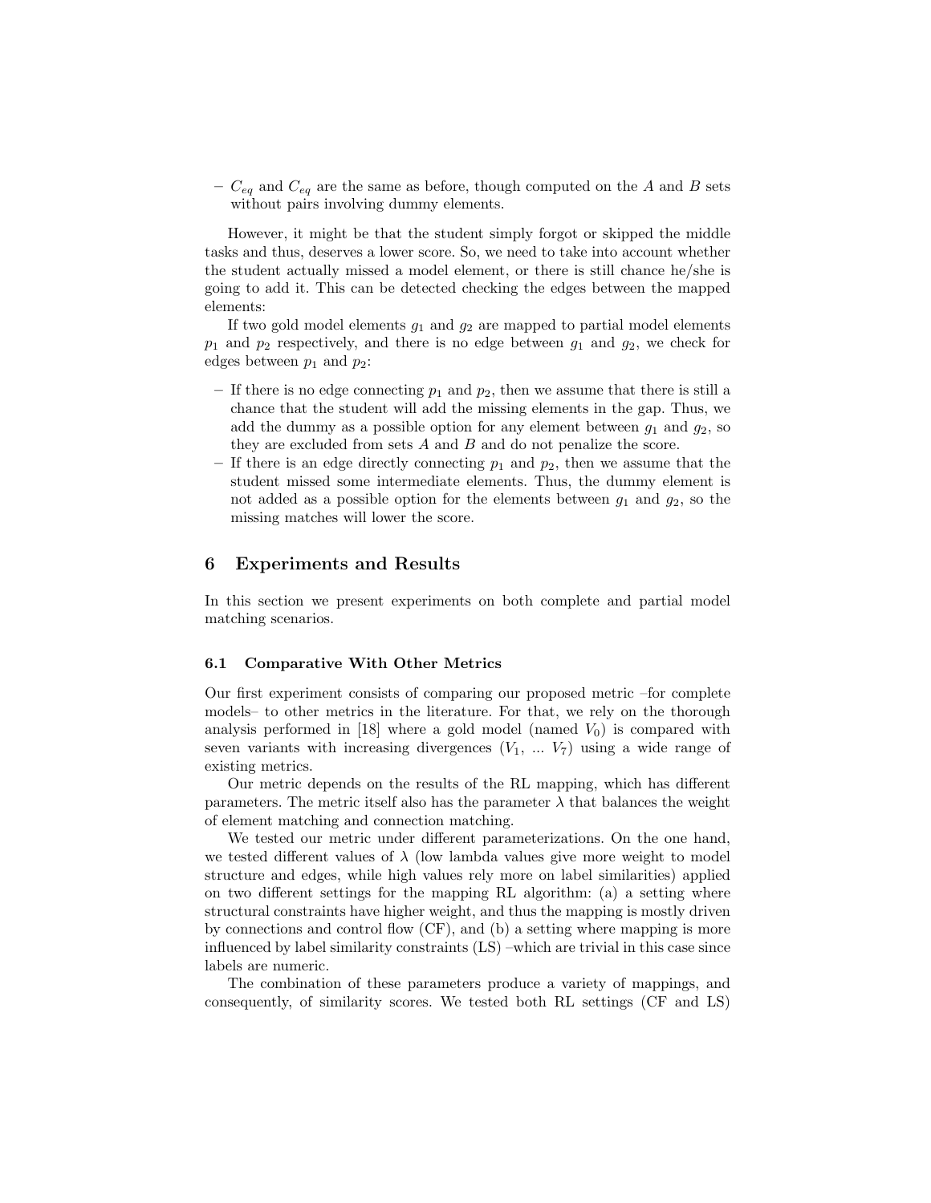– $C_{eq}$ and $C_{eq}$ are the same as before, though computed on the $A$ and $B$ sets without pairs involving dummy elements.

However, it might be that the student simply forgot or skipped the middle tasks and thus, deserves a lower score. So, we need to take into account whether the student actually missed a model element, or there is still chance he/she is going to add it. This can be detected checking the edges between the mapped elements:

If two gold model elements $g_1$ and $g_2$ are mapped to partial model elements $p_1$ and $p_2$ respectively, and there is no edge between $g_1$ and $g_2$, we check for edges between $p_1$ and $p_2$:

- If there is no edge connecting $p_1$ and $p_2$, then we assume that there is still a chance that the student will add the missing elements in the gap. Thus, we add the dummy as a possible option for any element between $g_1$ and $g_2$, so they are excluded from sets $A$ and $B$ and do not penalize the score.
- If there is an edge directly connecting $p_1$ and $p_2$, then we assume that the student missed some intermediate elements. Thus, the dummy element is not added as a possible option for the elements between $g_1$ and $g_2$, so the missing matches will lower the score.

## 6 Experiments and Results

In this section we present experiments on both complete and partial model matching scenarios.

### 6.1 Comparative With Other Metrics

Our first experiment consists of comparing our proposed metric –for complete models– to other metrics in the literature. For that, we rely on the thorough analysis performed in [18] where a gold model (named $V_0$) is compared with seven variants with increasing divergences ($V_1$, ... $V_7$) using a wide range of existing metrics.

Our metric depends on the results of the RL mapping, which has different parameters. The metric itself also has the parameter $\lambda$ that balances the weight of element matching and connection matching.

We tested our metric under different parameterizations. On the one hand, we tested different values of $\lambda$ (low lambda values give more weight to model structure and edges, while high values rely more on label similarities) applied on two different settings for the mapping RL algorithm: (a) a setting where structural constraints have higher weight, and thus the mapping is mostly driven by connections and control flow (CF), and (b) a setting where mapping is more influenced by label similarity constraints (LS) –which are trivial in this case since labels are numeric.

The combination of these parameters produce a variety of mappings, and consequently, of similarity scores. We tested both RL settings (CF and LS)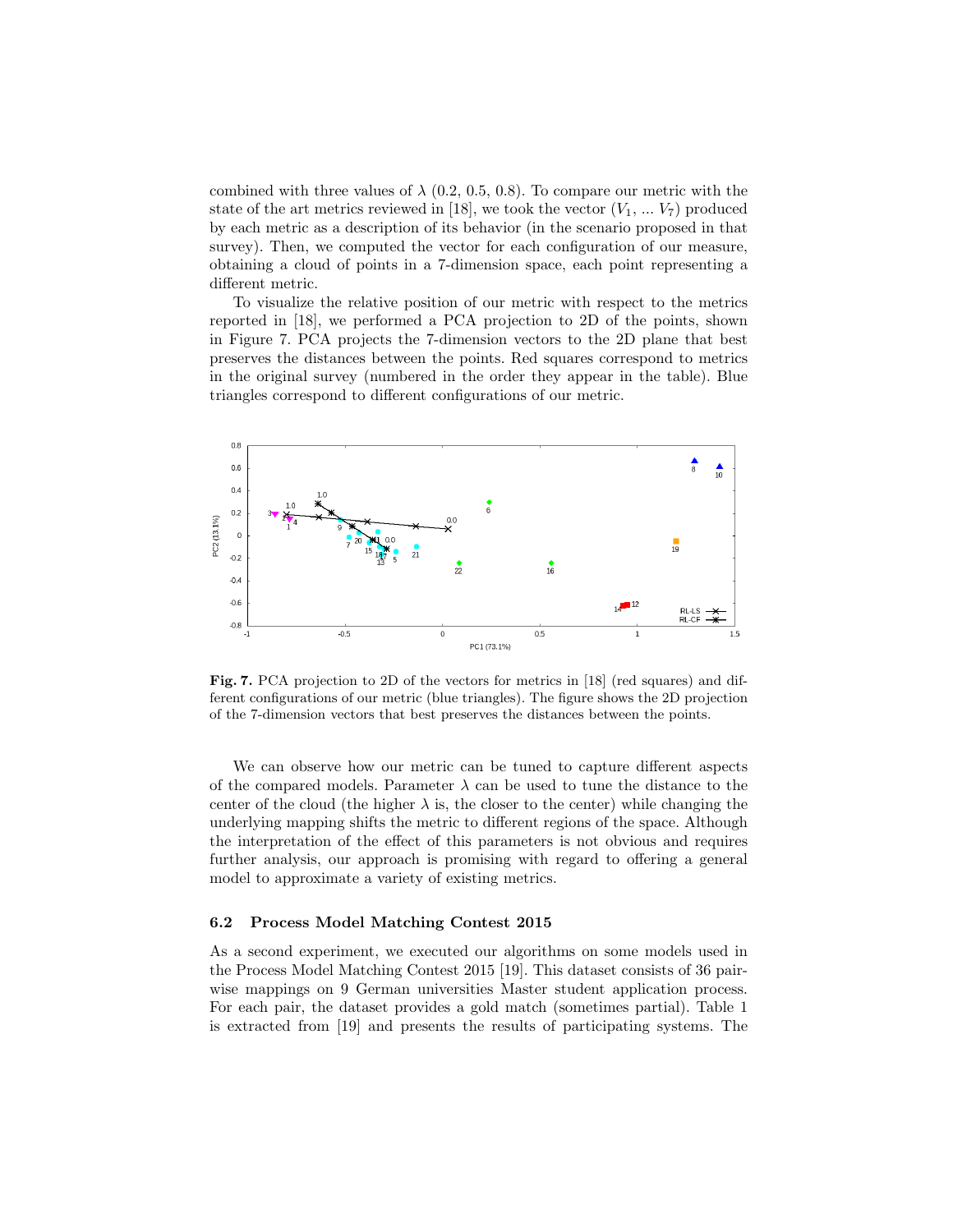combined with three values of $\lambda$ (0.2, 0.5, 0.8). To compare our metric with the state of the art metrics reviewed in [18], we took the vector ($V_1$, ... $V_7$) produced by each metric as a description of its behavior (in the scenario proposed in that survey). Then, we computed the vector for each configuration of our measure, obtaining a cloud of points in a 7-dimension space, each point representing a different metric.

To visualize the relative position of our metric with respect to the metrics reported in [18], we performed a PCA projection to 2D of the points, shown in Figure 7. PCA projects the 7-dimension vectors to the 2D plane that best preserves the distances between the points. Red squares correspond to metrics in the original survey (numbered in the order they appear in the table). Blue triangles correspond to different configurations of our metric.

**Fig. 7.** PCA projection to 2D of the vectors for metrics in [18] (red squares) and different configurations of our metric (blue triangles). The figure shows the 2D projection of the 7-dimension vectors that best preserves the distances between the points.

We can observe how our metric can be tuned to capture different aspects of the compared models. Parameter $\lambda$ can be used to tune the distance to the center of the cloud (the higher $\lambda$ is, the closer to the center) while changing the underlying mapping shifts the metric to different regions of the space. Although the interpretation of the effect of this parameters is not obvious and requires further analysis, our approach is promising with regard to offering a general model to approximate a variety of existing metrics.

### 6.2 Process Model Matching Contest 2015

As a second experiment, we executed our algorithms on some models used in the Process Model Matching Contest 2015 [19]. This dataset consists of 36 pairwise mappings on 9 German universities Master student application process. For each pair, the dataset provides a gold match (sometimes partial). Table 1 is extracted from [19] and presents the results of participating systems. The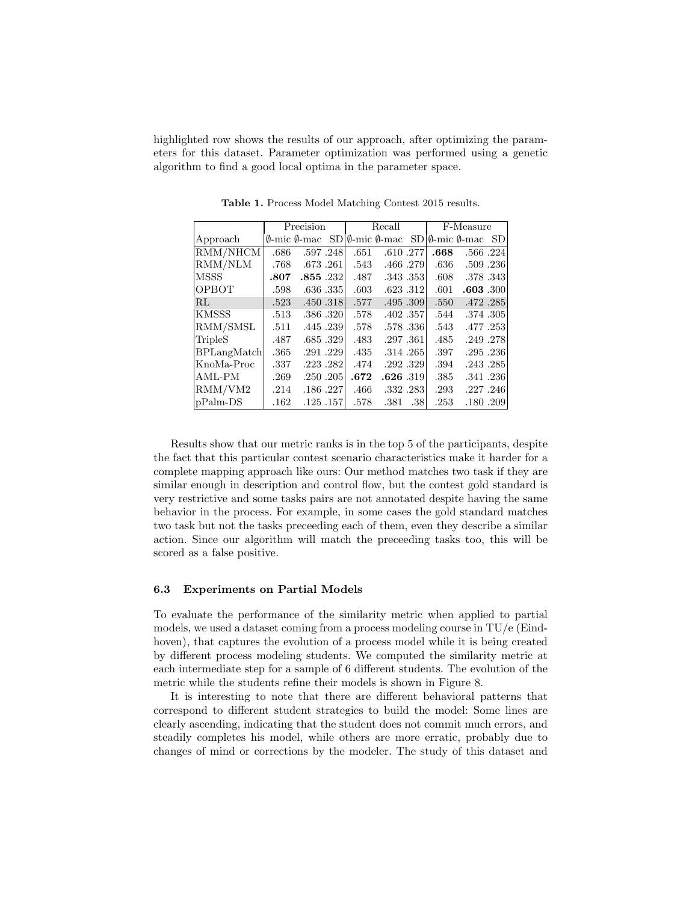highlighted row shows the results of our approach, after optimizing the parameters for this dataset. Parameter optimization was performed using a genetic algorithm to find a good local optima in the parameter space.

**Table 1.** Process Model Matching Contest 2015 results.

| | Precision | | | Recall | | | F-Measure | | |
|---|---|---|---|---|---|---|---|---|---|
| Approach | ∅-mic | ∅-mac | SD | ∅-mic | ∅-mac | SD | ∅-mic | ∅-mac | SD |
| RMM/NHCM | .686 | .597 | .248 | .651 | .610 | .277 | **.668** | .566 | .224 |
| RMM/NLM | .768 | .673 | .261 | .543 | .466 | .279 | .636 | .509 | .236 |
| MSSS | **.807** | **.855** | .232 | .487 | .343 | .353 | .608 | .378 | .343 |
| OPBOT | .598 | .636 | .335 | .603 | .623 | .312 | .601 | **.603** | .300 |
| RL | .523 | .450 | .318 | .577 | .495 | .309 | .550 | .472 | .285 |
| KMSSS | .513 | .386 | .320 | .578 | .402 | .357 | .544 | .374 | .305 |
| RMM/SMSL | .511 | .445 | .239 | .578 | .578 | .336 | .543 | .477 | .253 |
| TripleS | .487 | .685 | .329 | .483 | .297 | .361 | .485 | .249 | .278 |
| BPLangMatch | .365 | .291 | .229 | .435 | .314 | .265 | .397 | .295 | .236 |
| KnoMa-Proc | .337 | .223 | .282 | .474 | .292 | .329 | .394 | .243 | .285 |
| AML-PM | .269 | .250 | .205 | **.672** | **.626** | .319 | .385 | .341 | .236 |
| RMM/VM2 | .214 | .186 | .227 | .466 | .332 | .283 | .293 | .227 | .246 |
| pPalm-DS | .162 | .125 | .157 | .578 | .381 | .38 | .253 | .180 | .209 |

Results show that our metric ranks is in the top 5 of the participants, despite the fact that this particular contest scenario characteristics make it harder for a complete mapping approach like ours: Our method matches two task if they are similar enough in description and control flow, but the contest gold standard is very restrictive and some tasks pairs are not annotated despite having the same behavior in the process. For example, in some cases the gold standard matches two task but not the tasks preceeding each of them, even they describe a similar action. Since our algorithm will match the preceeding tasks too, this will be scored as a false positive.

### 6.3 Experiments on Partial Models

To evaluate the performance of the similarity metric when applied to partial models, we used a dataset coming from a process modeling course in TU/e (Eindhoven), that captures the evolution of a process model while it is being created by different process modeling students. We computed the similarity metric at each intermediate step for a sample of 6 different students. The evolution of the metric while the students refine their models is shown in Figure 8.

It is interesting to note that there are different behavioral patterns that correspond to different student strategies to build the model: Some lines are clearly ascending, indicating that the student does not commit much errors, and steadily completes his model, while others are more erratic, probably due to changes of mind or corrections by the modeler. The study of this dataset and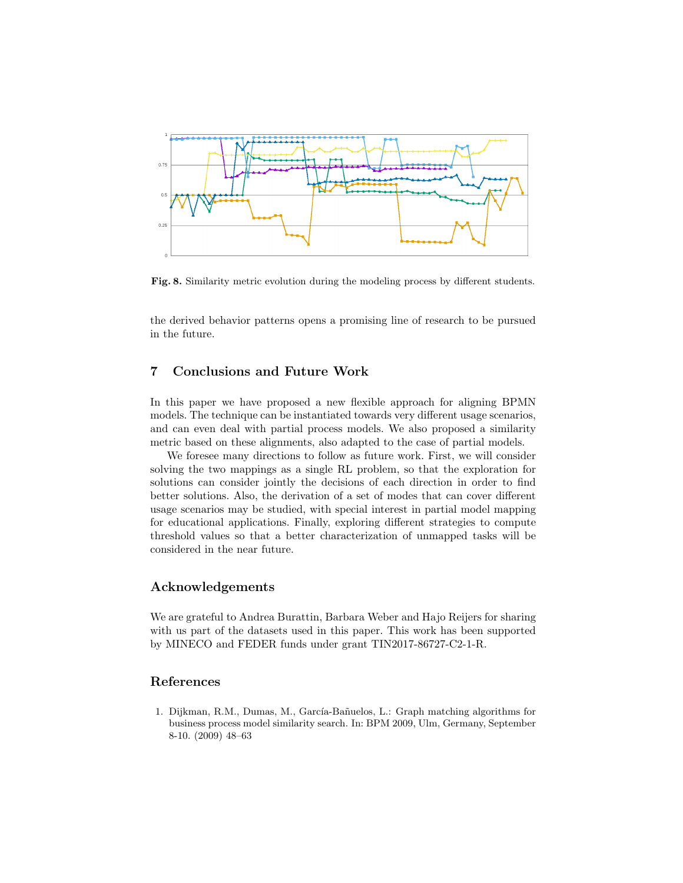**Fig. 8.** Similarity metric evolution during the modeling process by different students.

the derived behavior patterns opens a promising line of research to be pursued in the future.

## 7 Conclusions and Future Work

In this paper we have proposed a new flexible approach for aligning BPMN models. The technique can be instantiated towards very different usage scenarios, and can even deal with partial process models. We also proposed a similarity metric based on these alignments, also adapted to the case of partial models.

We foresee many directions to follow as future work. First, we will consider solving the two mappings as a single RL problem, so that the exploration for solutions can consider jointly the decisions of each direction in order to find better solutions. Also, the derivation of a set of modes that can cover different usage scenarios may be studied, with special interest in partial model mapping for educational applications. Finally, exploring different strategies to compute threshold values so that a better characterization of unmapped tasks will be considered in the near future.

## Acknowledgements

We are grateful to Andrea Burattin, Barbara Weber and Hajo Reijers for sharing with us part of the datasets used in this paper. This work has been supported by MINECO and FEDER funds under grant TIN2017-86727-C2-1-R.

## References

1. Dijkman, R.M., Dumas, M., García-Bañuelos, L.: Graph matching algorithms for business process model similarity search. In: BPM 2009, Ulm, Germany, September 8-10. (2009) 48–63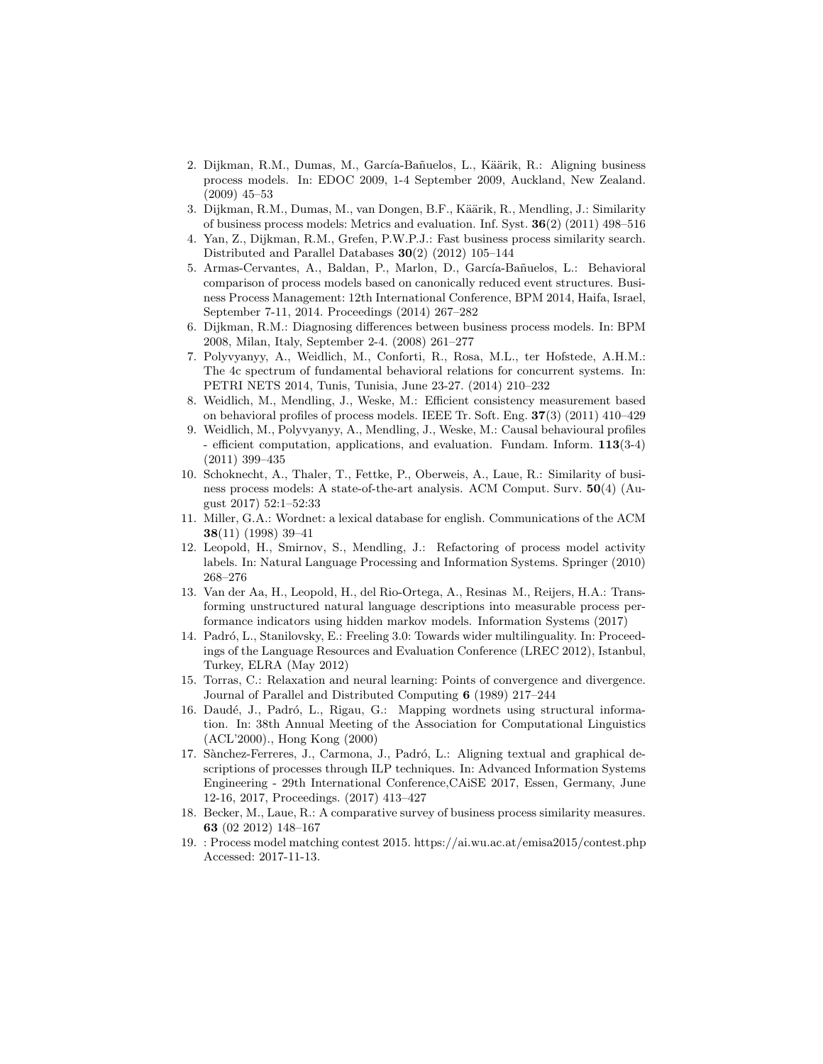2. Dijkman, R.M., Dumas, M., García-Bañuelos, L., Käärik, R.: Aligning business process models. In: EDOC 2009, 1-4 September 2009, Auckland, New Zealand. (2009) 45–53
3. Dijkman, R.M., Dumas, M., van Dongen, B.F., Käärik, R., Mendling, J.: Similarity of business process models: Metrics and evaluation. Inf. Syst. **36**(2) (2011) 498–516
4. Yan, Z., Dijkman, R.M., Grefen, P.W.P.J.: Fast business process similarity search. Distributed and Parallel Databases **30**(2) (2012) 105–144
5. Armas-Cervantes, A., Baldan, P., Marlon, D., García-Bañuelos, L.: Behavioral comparison of process models based on canonically reduced event structures. Business Process Management: 12th International Conference, BPM 2014, Haifa, Israel, September 7-11, 2014. Proceedings (2014) 267–282
6. Dijkman, R.M.: Diagnosing differences between business process models. In: BPM 2008, Milan, Italy, September 2-4. (2008) 261–277
7. Polyvyanyy, A., Weidlich, M., Conforti, R., Rosa, M.L., ter Hofstede, A.H.M.: The 4c spectrum of fundamental behavioral relations for concurrent systems. In: PETRI NETS 2014, Tunis, Tunisia, June 23-27. (2014) 210–232
8. Weidlich, M., Mendling, J., Weske, M.: Efficient consistency measurement based on behavioral profiles of process models. IEEE Tr. Soft. Eng. **37**(3) (2011) 410–429
9. Weidlich, M., Polyvyanyy, A., Mendling, J., Weske, M.: Causal behavioural profiles - efficient computation, applications, and evaluation. Fundam. Inform. **113**(3-4) (2011) 399–435
10. Schoknecht, A., Thaler, T., Fettke, P., Oberweis, A., Laue, R.: Similarity of business process models: A state-of-the-art analysis. ACM Comput. Surv. **50**(4) (August 2017) 52:1–52:33
11. Miller, G.A.: Wordnet: a lexical database for english. Communications of the ACM **38**(11) (1998) 39–41
12. Leopold, H., Smirnov, S., Mendling, J.: Refactoring of process model activity labels. In: Natural Language Processing and Information Systems. Springer (2010) 268–276
13. Van der Aa, H., Leopold, H., del Rio-Ortega, A., Resinas M., Reijers, H.A.: Transforming unstructured natural language descriptions into measurable process performance indicators using hidden markov models. Information Systems (2017)
14. Padró, L., Stanilovsky, E.: Freeling 3.0: Towards wider multilinguality. In: Proceedings of the Language Resources and Evaluation Conference (LREC 2012), Istanbul, Turkey, ELRA (May 2012)
15. Torras, C.: Relaxation and neural learning: Points of convergence and divergence. Journal of Parallel and Distributed Computing **6** (1989) 217–244
16. Daudé, J., Padró, L., Rigau, G.: Mapping wordnets using structural information. In: 38th Annual Meeting of the Association for Computational Linguistics (ACL'2000)., Hong Kong (2000)
17. Sànchez-Ferreres, J., Carmona, J., Padró, L.: Aligning textual and graphical descriptions of processes through ILP techniques. In: Advanced Information Systems Engineering - 29th International Conference,CAiSE 2017, Essen, Germany, June 12-16, 2017, Proceedings. (2017) 413–427
18. Becker, M., Laue, R.: A comparative survey of business process similarity measures. **63** (02 2012) 148–167
19. : Process model matching contest 2015. https://ai.wu.ac.at/emisa2015/contest.php Accessed: 2017-11-13.